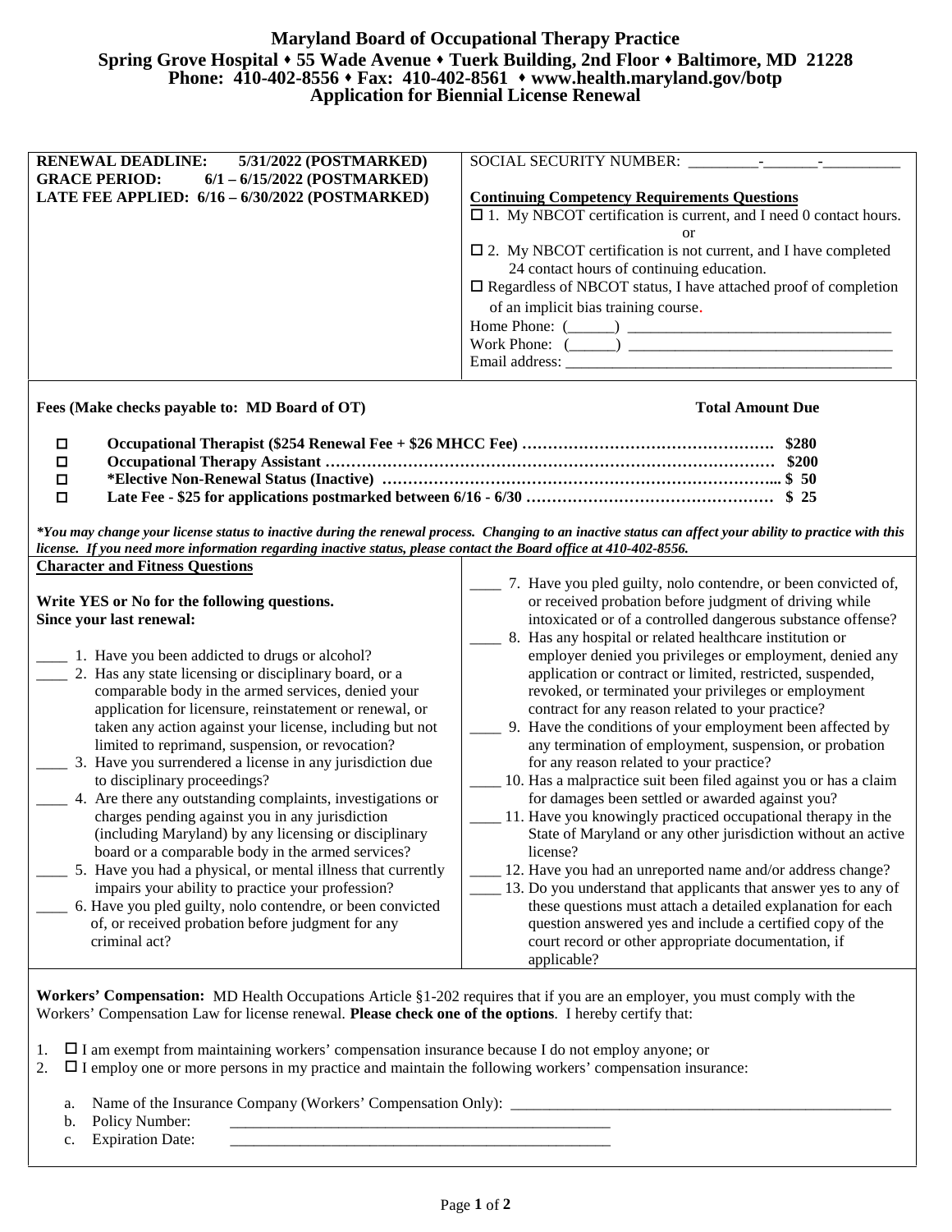# Maryland Board of Occupational Therapy Practice

**Spring Grove Hospital ♦ 55 Wade Avenue ♦ Tuerk Building, 2nd Floor ♦ Baltimore, MD 21228**
**Phone: 410-402-8556 ♦ Fax: 410-402-8561 ♦ www.health.maryland.gov/botp**

## Application for Biennial License Renewal

**RENEWAL DEADLINE: 5/31/2022 (POSTMARKED)**
**GRACE PERIOD: 6/1 – 6/15/2022 (POSTMARKED)**
**LATE FEE APPLIED: 6/16 – 6/30/2022 (POSTMARKED)**

SOCIAL SECURITY NUMBER: _________-_______-__________

**Continuing Competency Requirements Questions**

☐ 1. My NBCOT certification is current, and I need 0 contact hours.

or

☐ 2. My NBCOT certification is not current, and I have completed 24 contact hours of continuing education.

☐ Regardless of NBCOT status, I have attached proof of completion of an implicit bias training course.

Home Phone: (______) _________________________________

Work Phone: (______) _________________________________

Email address: ___________________________________________

**Fees (Make checks payable to: MD Board of OT)** **Total Amount Due**

- ☐ **Occupational Therapist ($254 Renewal Fee + $26 MHCC Fee) ………… $280**
- ☐ **Occupational Therapy Assistant ………… $200**
- ☐ ***Elective Non-Renewal Status (Inactive) ………… $ 50**
- ☐ **Late Fee - $25 for applications postmarked between 6/16 - 6/30 ………… $ 25**

***You may change your license status to inactive during the renewal process. Changing to an inactive status can affect your ability to practice with this license. If you need more information regarding inactive status, please contact the Board office at 410-402-8556.***

**Character and Fitness Questions**

**Write YES or No for the following questions.**
**Since your last renewal:**

____ 1. Have you been addicted to drugs or alcohol?

____ 2. Has any state licensing or disciplinary board, or a comparable body in the armed services, denied your application for licensure, reinstatement or renewal, or taken any action against your license, including but not limited to reprimand, suspension, or revocation?

____ 3. Have you surrendered a license in any jurisdiction due to disciplinary proceedings?

____ 4. Are there any outstanding complaints, investigations or charges pending against you in any jurisdiction (including Maryland) by any licensing or disciplinary board or a comparable body in the armed services?

____ 5. Have you had a physical, or mental illness that currently impairs your ability to practice your profession?

____ 6. Have you pled guilty, nolo contendre, or been convicted of, or received probation before judgment for any criminal act?

____ 7. Have you pled guilty, nolo contendre, or been convicted of, or received probation before judgment of driving while intoxicated or of a controlled dangerous substance offense?

____ 8. Has any hospital or related healthcare institution or employer denied you privileges or employment, denied any application or contract or limited, restricted, suspended, revoked, or terminated your privileges or employment contract for any reason related to your practice?

____ 9. Have the conditions of your employment been affected by any termination of employment, suspension, or probation for any reason related to your practice?

____ 10. Has a malpractice suit been filed against you or has a claim for damages been settled or awarded against you?

____ 11. Have you knowingly practiced occupational therapy in the State of Maryland or any other jurisdiction without an active license?

____ 12. Have you had an unreported name and/or address change?

____ 13. Do you understand that applicants that answer yes to any of these questions must attach a detailed explanation for each question answered yes and include a certified copy of the court record or other appropriate documentation, if applicable?

**Workers' Compensation:** MD Health Occupations Article §1-202 requires that if you are an employer, you must comply with the Workers' Compensation Law for license renewal. **Please check one of the options**. I hereby certify that:

1. ☐ I am exempt from maintaining workers' compensation insurance because I do not employ anyone; or
2. ☐ I employ one or more persons in my practice and maintain the following workers' compensation insurance:

   a. Name of the Insurance Company (Workers' Compensation Only): ______________________________

   b. Policy Number: ______________________________

   c. Expiration Date: ______________________________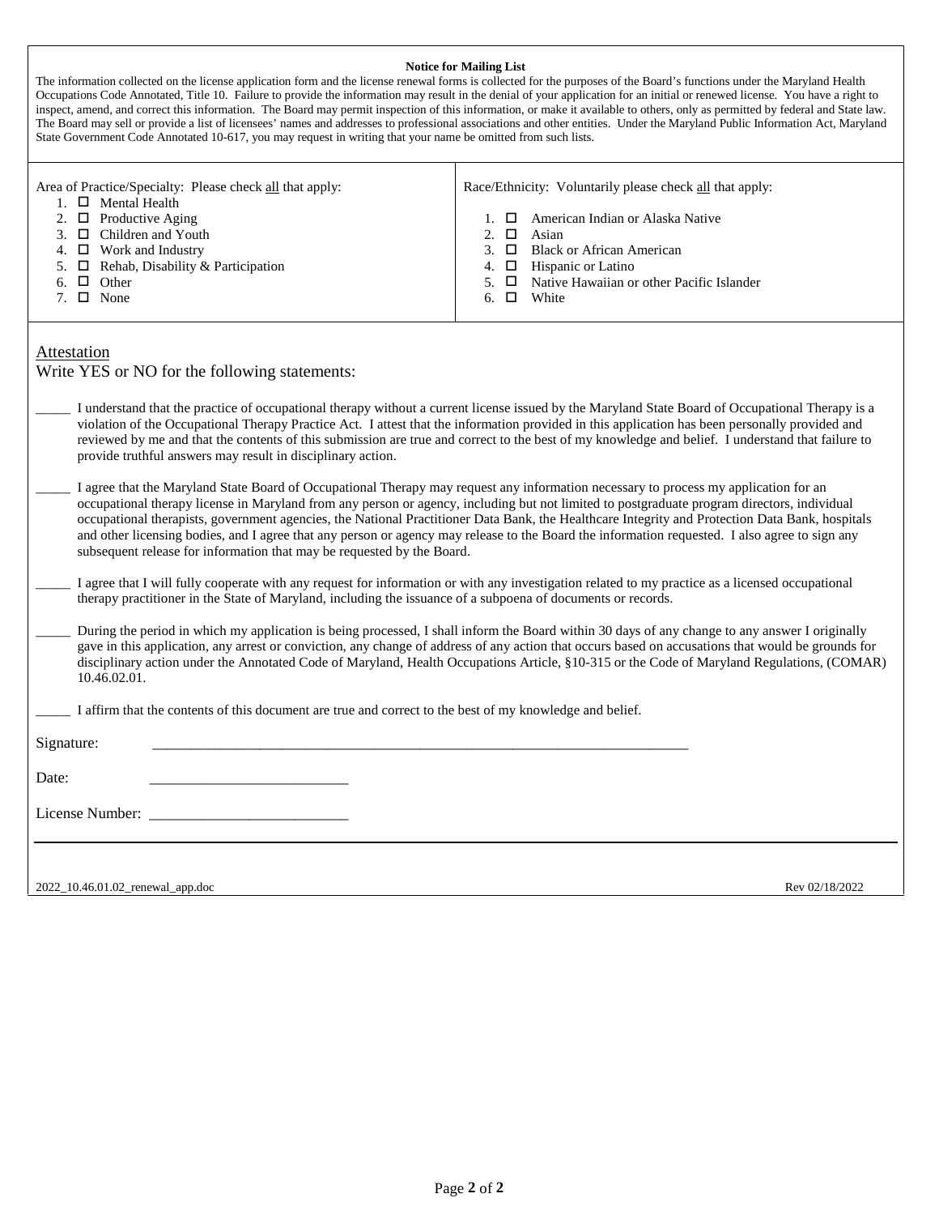**Notice for Mailing List**

The information collected on the license application form and the license renewal forms is collected for the purposes of the Board's functions under the Maryland Health Occupations Code Annotated, Title 10. Failure to provide the information may result in the denial of your application for an initial or renewed license. You have a right to inspect, amend, and correct this information. The Board may permit inspection of this information, or make it available to others, only as permitted by federal and State law. The Board may sell or provide a list of licensees' names and addresses to professional associations and other entities. Under the Maryland Public Information Act, Maryland State Government Code Annotated 10-617, you may request in writing that your name be omitted from such lists.

Area of Practice/Specialty: Please check all that apply:

1. ☐ Mental Health
2. ☐ Productive Aging
3. ☐ Children and Youth
4. ☐ Work and Industry
5. ☐ Rehab, Disability & Participation
6. ☐ Other
7. ☐ None

Race/Ethnicity: Voluntarily please check all that apply:

1. ☐ American Indian or Alaska Native
2. ☐ Asian
3. ☐ Black or African American
4. ☐ Hispanic or Latino
5. ☐ Native Hawaiian or other Pacific Islander
6. ☐ White

Attestation

Write YES or NO for the following statements:

_____ I understand that the practice of occupational therapy without a current license issued by the Maryland State Board of Occupational Therapy is a violation of the Occupational Therapy Practice Act. I attest that the information provided in this application has been personally provided and reviewed by me and that the contents of this submission are true and correct to the best of my knowledge and belief. I understand that failure to provide truthful answers may result in disciplinary action.

_____ I agree that the Maryland State Board of Occupational Therapy may request any information necessary to process my application for an occupational therapy license in Maryland from any person or agency, including but not limited to postgraduate program directors, individual occupational therapists, government agencies, the National Practitioner Data Bank, the Healthcare Integrity and Protection Data Bank, hospitals and other licensing bodies, and I agree that any person or agency may release to the Board the information requested. I also agree to sign any subsequent release for information that may be requested by the Board.

_____ I agree that I will fully cooperate with any request for information or with any investigation related to my practice as a licensed occupational therapy practitioner in the State of Maryland, including the issuance of a subpoena of documents or records.

_____ During the period in which my application is being processed, I shall inform the Board within 30 days of any change to any answer I originally gave in this application, any arrest or conviction, any change of address of any action that occurs based on accusations that would be grounds for disciplinary action under the Annotated Code of Maryland, Health Occupations Article, §10-315 or the Code of Maryland Regulations, (COMAR) 10.46.02.01.

_____ I affirm that the contents of this document are true and correct to the best of my knowledge and belief.

Signature: ______________________________________________

Date: ___________________________

License Number: ___________________________

2022_10.46.01.02_renewal_app.doc Rev 02/18/2022